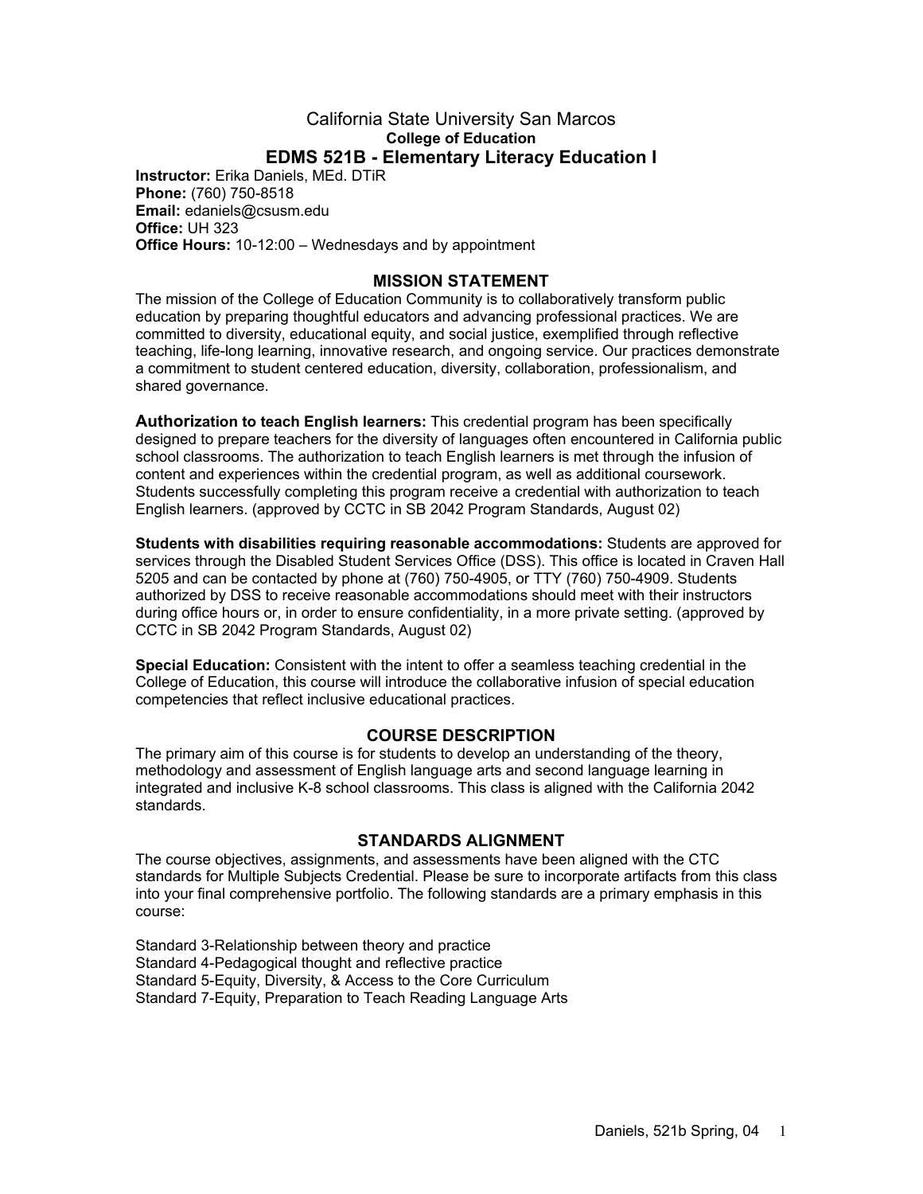# California State University San Marcos

## College of Education

## EDMS 521B - Elementary Literacy Education I

**Instructor:** Erika Daniels, MEd. DTiR
**Phone:** (760) 750-8518
**Email:** edaniels@csusm.edu
**Office:** UH 323
**Office Hours:** 10-12:00 – Wednesdays and by appointment

### MISSION STATEMENT

The mission of the College of Education Community is to collaboratively transform public education by preparing thoughtful educators and advancing professional practices. We are committed to diversity, educational equity, and social justice, exemplified through reflective teaching, life-long learning, innovative research, and ongoing service. Our practices demonstrate a commitment to student centered education, diversity, collaboration, professionalism, and shared governance.

**Authorization to teach English learners:** This credential program has been specifically designed to prepare teachers for the diversity of languages often encountered in California public school classrooms. The authorization to teach English learners is met through the infusion of content and experiences within the credential program, as well as additional coursework. Students successfully completing this program receive a credential with authorization to teach English learners. (approved by CCTC in SB 2042 Program Standards, August 02)

**Students with disabilities requiring reasonable accommodations:** Students are approved for services through the Disabled Student Services Office (DSS). This office is located in Craven Hall 5205 and can be contacted by phone at (760) 750-4905, or TTY (760) 750-4909. Students authorized by DSS to receive reasonable accommodations should meet with their instructors during office hours or, in order to ensure confidentiality, in a more private setting. (approved by CCTC in SB 2042 Program Standards, August 02)

**Special Education:** Consistent with the intent to offer a seamless teaching credential in the College of Education, this course will introduce the collaborative infusion of special education competencies that reflect inclusive educational practices.

### COURSE DESCRIPTION

The primary aim of this course is for students to develop an understanding of the theory, methodology and assessment of English language arts and second language learning in integrated and inclusive K-8 school classrooms. This class is aligned with the California 2042 standards.

### STANDARDS ALIGNMENT

The course objectives, assignments, and assessments have been aligned with the CTC standards for Multiple Subjects Credential. Please be sure to incorporate artifacts from this class into your final comprehensive portfolio. The following standards are a primary emphasis in this course:

Standard 3-Relationship between theory and practice
Standard 4-Pedagogical thought and reflective practice
Standard 5-Equity, Diversity, & Access to the Core Curriculum
Standard 7-Equity, Preparation to Teach Reading Language Arts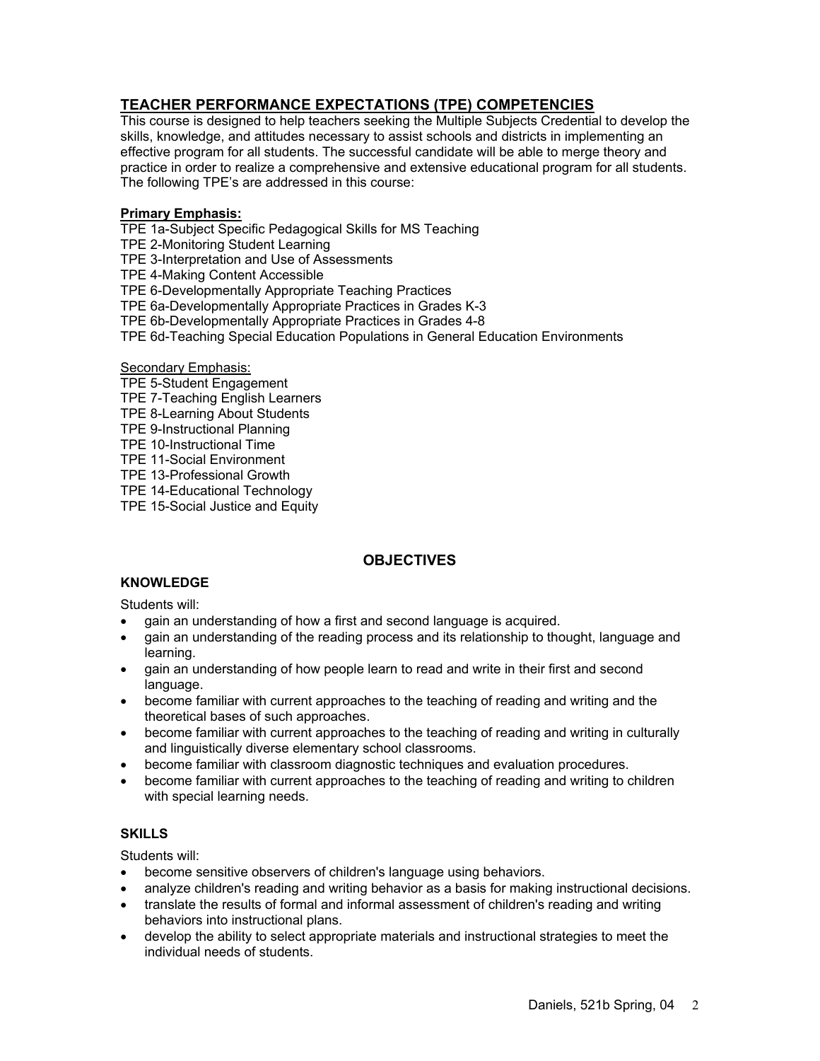## TEACHER PERFORMANCE EXPECTATIONS (TPE) COMPETENCIES

This course is designed to help teachers seeking the Multiple Subjects Credential to develop the skills, knowledge, and attitudes necessary to assist schools and districts in implementing an effective program for all students. The successful candidate will be able to merge theory and practice in order to realize a comprehensive and extensive educational program for all students. The following TPE's are addressed in this course:

**Primary Emphasis:**

TPE 1a-Subject Specific Pedagogical Skills for MS Teaching
TPE 2-Monitoring Student Learning
TPE 3-Interpretation and Use of Assessments
TPE 4-Making Content Accessible
TPE 6-Developmentally Appropriate Teaching Practices
TPE 6a-Developmentally Appropriate Practices in Grades K-3
TPE 6b-Developmentally Appropriate Practices in Grades 4-8
TPE 6d-Teaching Special Education Populations in General Education Environments

Secondary Emphasis:

TPE 5-Student Engagement
TPE 7-Teaching English Learners
TPE 8-Learning About Students
TPE 9-Instructional Planning
TPE 10-Instructional Time
TPE 11-Social Environment
TPE 13-Professional Growth
TPE 14-Educational Technology
TPE 15-Social Justice and Equity

## OBJECTIVES

### KNOWLEDGE

Students will:

- gain an understanding of how a first and second language is acquired.
- gain an understanding of the reading process and its relationship to thought, language and learning.
- gain an understanding of how people learn to read and write in their first and second language.
- become familiar with current approaches to the teaching of reading and writing and the theoretical bases of such approaches.
- become familiar with current approaches to the teaching of reading and writing in culturally and linguistically diverse elementary school classrooms.
- become familiar with classroom diagnostic techniques and evaluation procedures.
- become familiar with current approaches to the teaching of reading and writing to children with special learning needs.

### SKILLS

Students will:

- become sensitive observers of children's language using behaviors.
- analyze children's reading and writing behavior as a basis for making instructional decisions.
- translate the results of formal and informal assessment of children's reading and writing behaviors into instructional plans.
- develop the ability to select appropriate materials and instructional strategies to meet the individual needs of students.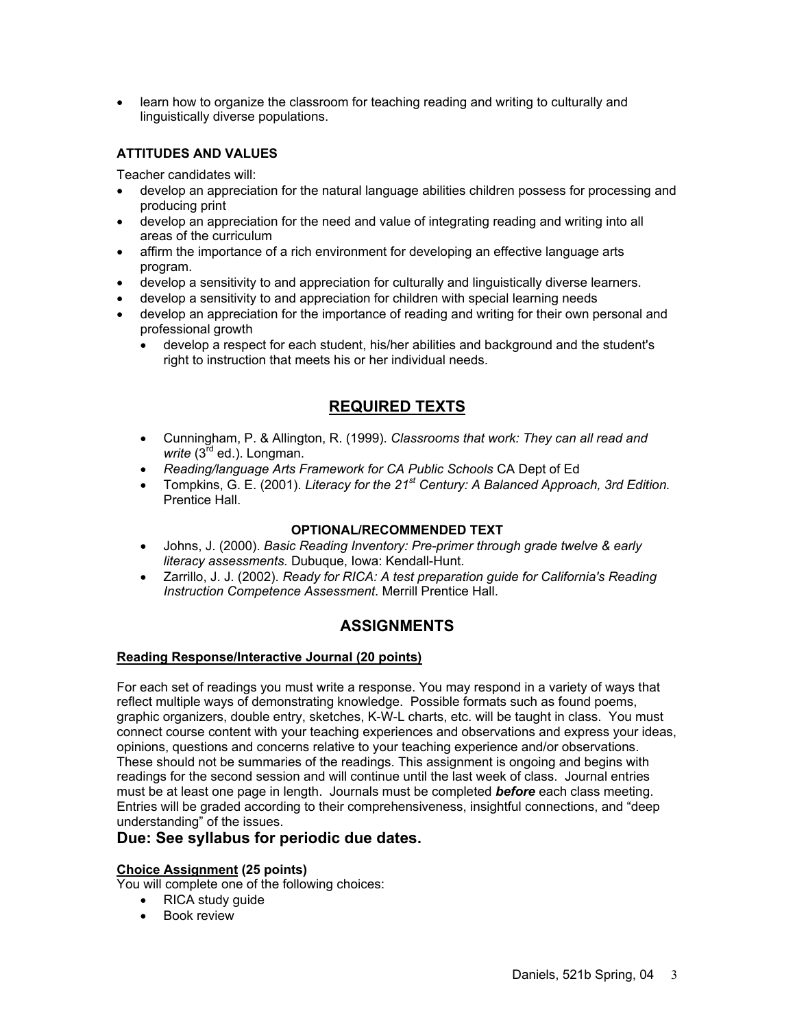- learn how to organize the classroom for teaching reading and writing to culturally and linguistically diverse populations.

### ATTITUDES AND VALUES

Teacher candidates will:

- develop an appreciation for the natural language abilities children possess for processing and producing print
- develop an appreciation for the need and value of integrating reading and writing into all areas of the curriculum
- affirm the importance of a rich environment for developing an effective language arts program.
- develop a sensitivity to and appreciation for culturally and linguistically diverse learners.
- develop a sensitivity to and appreciation for children with special learning needs
- develop an appreciation for the importance of reading and writing for their own personal and professional growth
  - develop a respect for each student, his/her abilities and background and the student's right to instruction that meets his or her individual needs.

## REQUIRED TEXTS

- Cunningham, P. & Allington, R. (1999). *Classrooms that work: They can all read and write* (3rd ed.). Longman.
- *Reading/language Arts Framework for CA Public Schools* CA Dept of Ed
- Tompkins, G. E. (2001). *Literacy for the 21st Century: A Balanced Approach, 3rd Edition.* Prentice Hall.

### OPTIONAL/RECOMMENDED TEXT

- Johns, J. (2000). *Basic Reading Inventory: Pre-primer through grade twelve & early literacy assessments.* Dubuque, Iowa: Kendall-Hunt.
- Zarrillo, J. J. (2002). *Ready for RICA: A test preparation guide for California's Reading Instruction Competence Assessment*. Merrill Prentice Hall.

## ASSIGNMENTS

**Reading Response/Interactive Journal (20 points)**

For each set of readings you must write a response. You may respond in a variety of ways that reflect multiple ways of demonstrating knowledge. Possible formats such as found poems, graphic organizers, double entry, sketches, K-W-L charts, etc. will be taught in class. You must connect course content with your teaching experiences and observations and express your ideas, opinions, questions and concerns relative to your teaching experience and/or observations. These should not be summaries of the readings. This assignment is ongoing and begins with readings for the second session and will continue until the last week of class. Journal entries must be at least one page in length. Journals must be completed ***before*** each class meeting. Entries will be graded according to their comprehensiveness, insightful connections, and "deep understanding" of the issues.

**Due: See syllabus for periodic due dates.**

**Choice Assignment (25 points)**

You will complete one of the following choices:

- RICA study guide
- Book review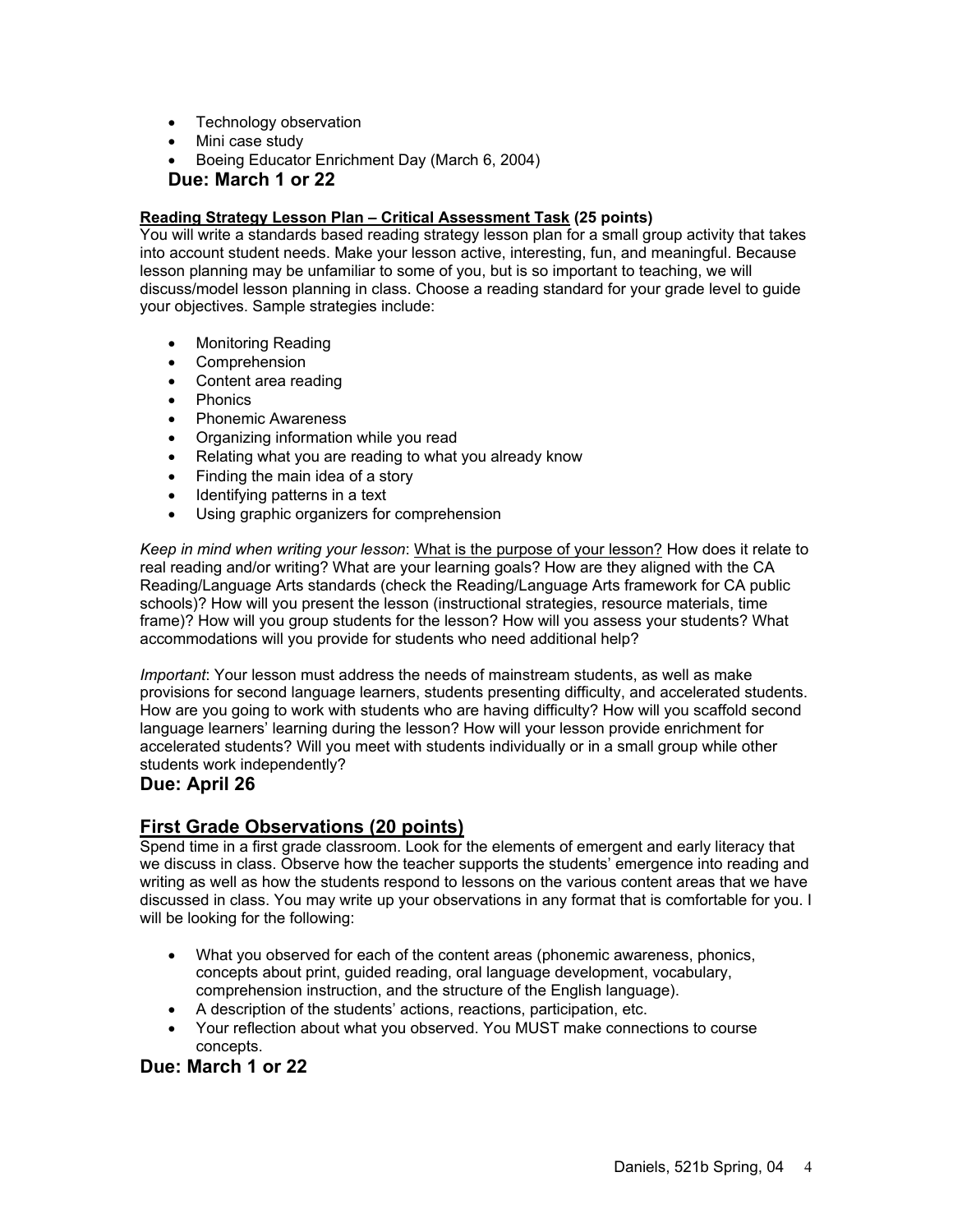- Technology observation
- Mini case study
- Boeing Educator Enrichment Day (March 6, 2004)

**Due: March 1 or 22**

**Reading Strategy Lesson Plan – Critical Assessment Task (25 points)**
You will write a standards based reading strategy lesson plan for a small group activity that takes into account student needs. Make your lesson active, interesting, fun, and meaningful. Because lesson planning may be unfamiliar to some of you, but is so important to teaching, we will discuss/model lesson planning in class. Choose a reading standard for your grade level to guide your objectives. Sample strategies include:

- Monitoring Reading
- Comprehension
- Content area reading
- Phonics
- Phonemic Awareness
- Organizing information while you read
- Relating what you are reading to what you already know
- Finding the main idea of a story
- Identifying patterns in a text
- Using graphic organizers for comprehension

*Keep in mind when writing your lesson*: What is the purpose of your lesson? How does it relate to real reading and/or writing? What are your learning goals? How are they aligned with the CA Reading/Language Arts standards (check the Reading/Language Arts framework for CA public schools)? How will you present the lesson (instructional strategies, resource materials, time frame)? How will you group students for the lesson? How will you assess your students? What accommodations will you provide for students who need additional help?

*Important*: Your lesson must address the needs of mainstream students, as well as make provisions for second language learners, students presenting difficulty, and accelerated students. How are you going to work with students who are having difficulty? How will you scaffold second language learners' learning during the lesson? How will your lesson provide enrichment for accelerated students? Will you meet with students individually or in a small group while other students work independently?

**Due: April 26**

## First Grade Observations (20 points)

Spend time in a first grade classroom. Look for the elements of emergent and early literacy that we discuss in class. Observe how the teacher supports the students' emergence into reading and writing as well as how the students respond to lessons on the various content areas that we have discussed in class. You may write up your observations in any format that is comfortable for you. I will be looking for the following:

- What you observed for each of the content areas (phonemic awareness, phonics, concepts about print, guided reading, oral language development, vocabulary, comprehension instruction, and the structure of the English language).
- A description of the students' actions, reactions, participation, etc.
- Your reflection about what you observed. You MUST make connections to course concepts.

**Due: March 1 or 22**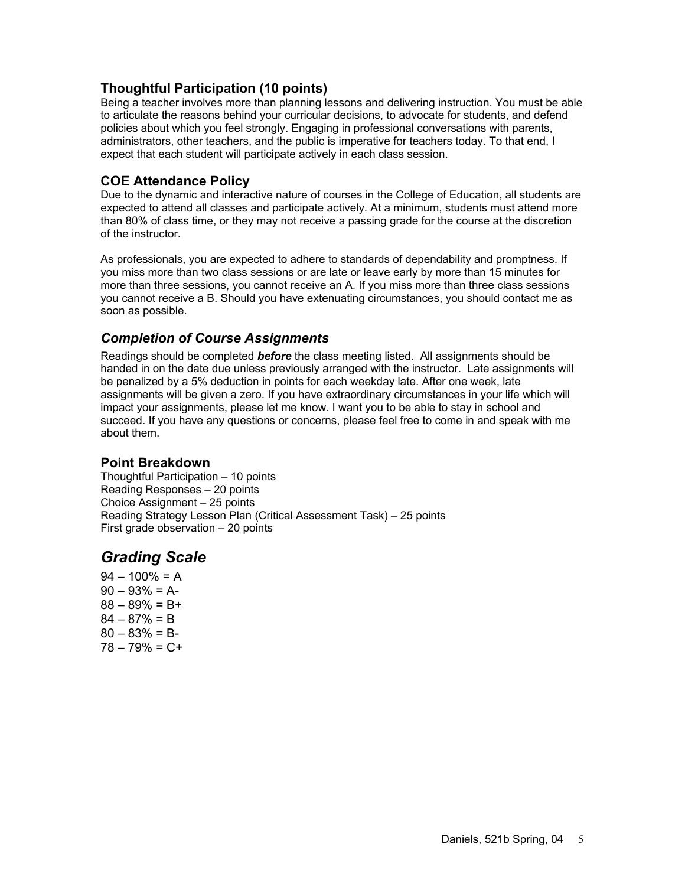### Thoughtful Participation (10 points)

Being a teacher involves more than planning lessons and delivering instruction. You must be able to articulate the reasons behind your curricular decisions, to advocate for students, and defend policies about which you feel strongly. Engaging in professional conversations with parents, administrators, other teachers, and the public is imperative for teachers today. To that end, I expect that each student will participate actively in each class session.

### COE Attendance Policy

Due to the dynamic and interactive nature of courses in the College of Education, all students are expected to attend all classes and participate actively. At a minimum, students must attend more than 80% of class time, or they may not receive a passing grade for the course at the discretion of the instructor.

As professionals, you are expected to adhere to standards of dependability and promptness. If you miss more than two class sessions or are late or leave early by more than 15 minutes for more than three sessions, you cannot receive an A. If you miss more than three class sessions you cannot receive a B. Should you have extenuating circumstances, you should contact me as soon as possible.

### *Completion of Course Assignments*

Readings should be completed ***before*** the class meeting listed. All assignments should be handed in on the date due unless previously arranged with the instructor. Late assignments will be penalized by a 5% deduction in points for each weekday late. After one week, late assignments will be given a zero. If you have extraordinary circumstances in your life which will impact your assignments, please let me know. I want you to be able to stay in school and succeed. If you have any questions or concerns, please feel free to come in and speak with me about them.

### Point Breakdown

Thoughtful Participation – 10 points
Reading Responses – 20 points
Choice Assignment – 25 points
Reading Strategy Lesson Plan (Critical Assessment Task) – 25 points
First grade observation – 20 points

## *Grading Scale*

94 – 100% = A
90 – 93% = A-
88 – 89% = B+
84 – 87% = B
80 – 83% = B-
78 – 79% = C+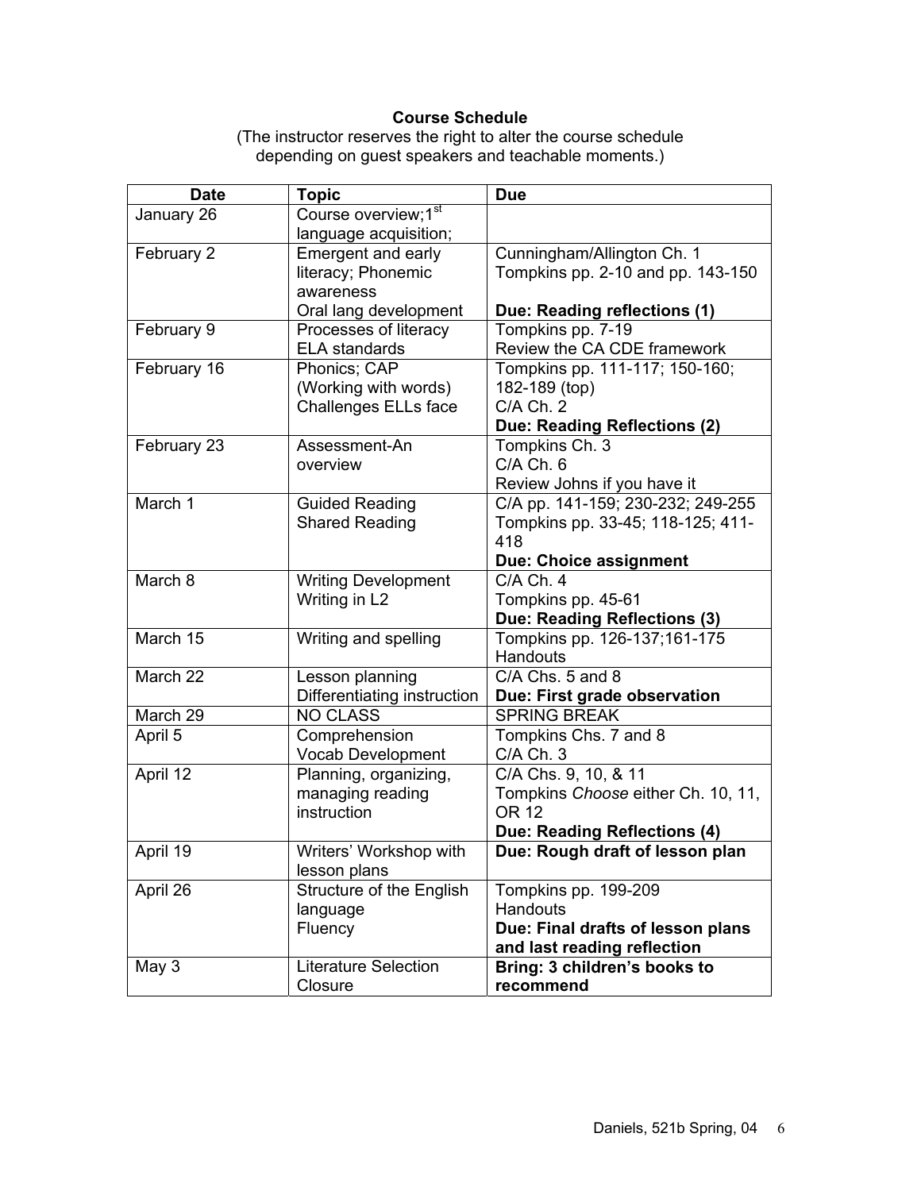**Course Schedule**

(The instructor reserves the right to alter the course schedule depending on guest speakers and teachable moments.)

| Date | Topic | Due |
|---|---|---|
| January 26 | Course overview; 1st language acquisition; | |
| February 2 | Emergent and early literacy; Phonemic awareness<br>Oral lang development | Cunningham/Allington Ch. 1<br>Tompkins pp. 2-10 and pp. 143-150<br>**Due: Reading reflections (1)** |
| February 9 | Processes of literacy<br>ELA standards | Tompkins pp. 7-19<br>Review the CA CDE framework |
| February 16 | Phonics; CAP<br>(Working with words)<br>Challenges ELLs face | Tompkins pp. 111-117; 150-160; 182-189 (top)<br>C/A Ch. 2<br>**Due: Reading Reflections (2)** |
| February 23 | Assessment-An overview | Tompkins Ch. 3<br>C/A Ch. 6<br>Review Johns if you have it |
| March 1 | Guided Reading<br>Shared Reading | C/A pp. 141-159; 230-232; 249-255<br>Tompkins pp. 33-45; 118-125; 411-418<br>**Due: Choice assignment** |
| March 8 | Writing Development<br>Writing in L2 | C/A Ch. 4<br>Tompkins pp. 45-61<br>**Due: Reading Reflections (3)** |
| March 15 | Writing and spelling | Tompkins pp. 126-137;161-175<br>Handouts |
| March 22 | Lesson planning<br>Differentiating instruction | C/A Chs. 5 and 8<br>**Due: First grade observation** |
| March 29 | NO CLASS | SPRING BREAK |
| April 5 | Comprehension<br>Vocab Development | Tompkins Chs. 7 and 8<br>C/A Ch. 3 |
| April 12 | Planning, organizing, managing reading instruction | C/A Chs. 9, 10, & 11<br>Tompkins *Choose* either Ch. 10, 11, OR 12<br>**Due: Reading Reflections (4)** |
| April 19 | Writers' Workshop with lesson plans | **Due: Rough draft of lesson plan** |
| April 26 | Structure of the English language<br>Fluency | Tompkins pp. 199-209<br>Handouts<br>**Due: Final drafts of lesson plans and last reading reflection** |
| May 3 | Literature Selection<br>Closure | **Bring: 3 children's books to recommend** |